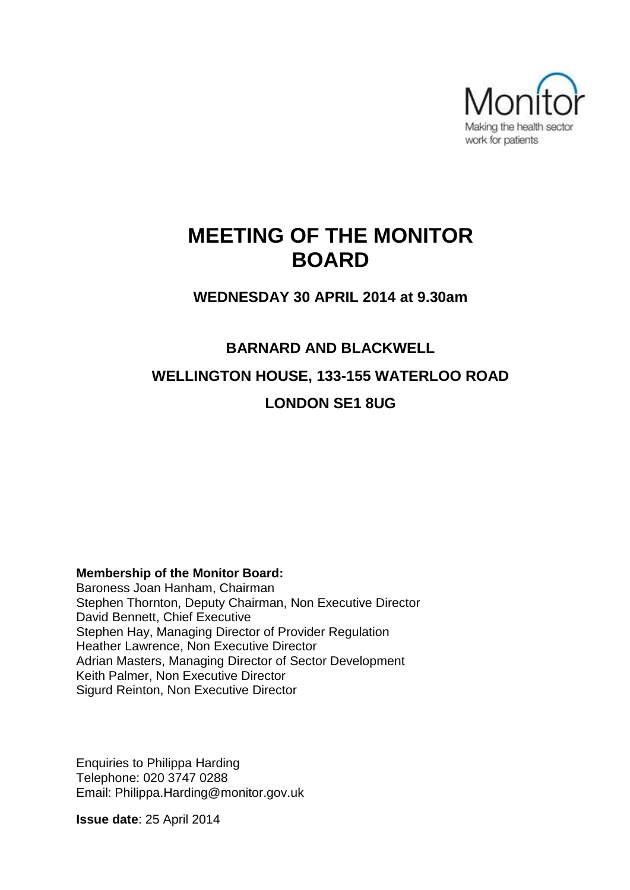Monitor
Making the health sector work for patients

# MEETING OF THE MONITOR BOARD

**WEDNESDAY 30 APRIL 2014 at 9.30am**

**BARNARD AND BLACKWELL**

**WELLINGTON HOUSE, 133-155 WATERLOO ROAD**

**LONDON SE1 8UG**

**Membership of the Monitor Board:**
Baroness Joan Hanham, Chairman
Stephen Thornton, Deputy Chairman, Non Executive Director
David Bennett, Chief Executive
Stephen Hay, Managing Director of Provider Regulation
Heather Lawrence, Non Executive Director
Adrian Masters, Managing Director of Sector Development
Keith Palmer, Non Executive Director
Sigurd Reinton, Non Executive Director

Enquiries to Philippa Harding
Telephone: 020 3747 0288
Email: Philippa.Harding@monitor.gov.uk

**Issue date**: 25 April 2014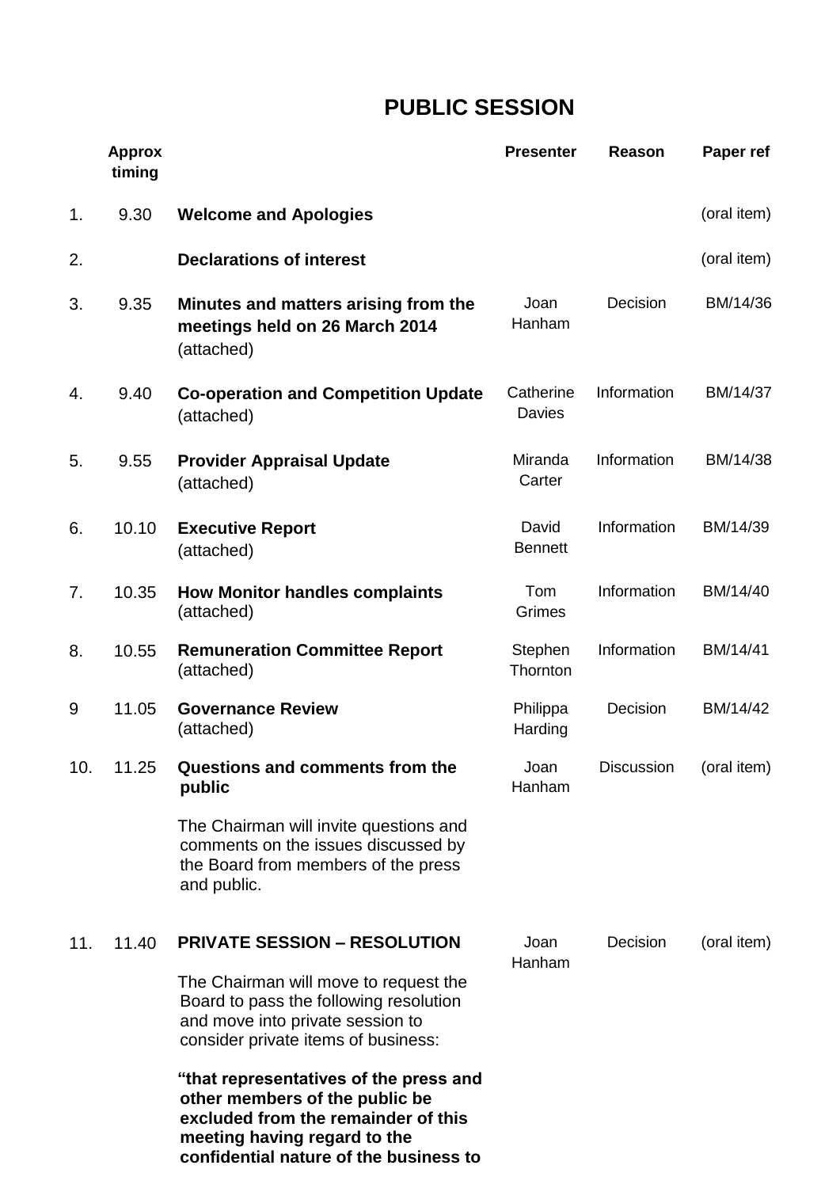# PUBLIC SESSION

| | Approx timing | | Presenter | Reason | Paper ref |
|---|---|---|---|---|---|
| 1. | 9.30 | **Welcome and Apologies** | | | (oral item) |
| 2. | | **Declarations of interest** | | | (oral item) |
| 3. | 9.35 | **Minutes and matters arising from the meetings held on 26 March 2014** (attached) | Joan Hanham | Decision | BM/14/36 |
| 4. | 9.40 | **Co-operation and Competition Update** (attached) | Catherine Davies | Information | BM/14/37 |
| 5. | 9.55 | **Provider Appraisal Update** (attached) | Miranda Carter | Information | BM/14/38 |
| 6. | 10.10 | **Executive Report** (attached) | David Bennett | Information | BM/14/39 |
| 7. | 10.35 | **How Monitor handles complaints** (attached) | Tom Grimes | Information | BM/14/40 |
| 8. | 10.55 | **Remuneration Committee Report** (attached) | Stephen Thornton | Information | BM/14/41 |
| 9 | 11.05 | **Governance Review** (attached) | Philippa Harding | Decision | BM/14/42 |
| 10. | 11.25 | **Questions and comments from the public**<br><br>The Chairman will invite questions and comments on the issues discussed by the Board from members of the press and public. | Joan Hanham | Discussion | (oral item) |
| 11. | 11.40 | **PRIVATE SESSION – RESOLUTION**<br><br>The Chairman will move to request the Board to pass the following resolution and move into private session to consider private items of business:<br><br>**"that representatives of the press and other members of the public be excluded from the remainder of this meeting having regard to the confidential nature of the business to** | Joan Hanham | Decision | (oral item) |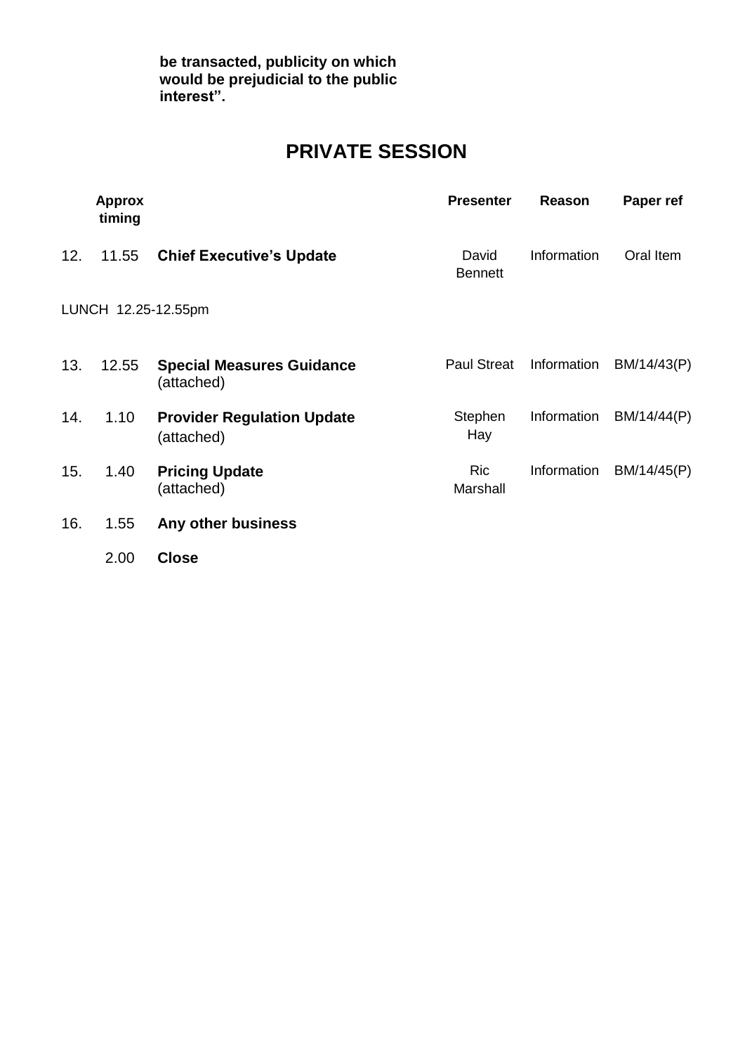**be transacted, publicity on which would be prejudicial to the public interest".**

## PRIVATE SESSION

| | Approx timing | | Presenter | Reason | Paper ref |
|---|---|---|---|---|---|
| 12. | 11.55 | **Chief Executive's Update** | David Bennett | Information | Oral Item |
| LUNCH 12.25-12.55pm | | | | | |
| 13. | 12.55 | **Special Measures Guidance** (attached) | Paul Streat | Information | BM/14/43(P) |
| 14. | 1.10 | **Provider Regulation Update** (attached) | Stephen Hay | Information | BM/14/44(P) |
| 15. | 1.40 | **Pricing Update** (attached) | Ric Marshall | Information | BM/14/45(P) |
| 16. | 1.55 | **Any other business** | | | |
| | 2.00 | **Close** | | | |